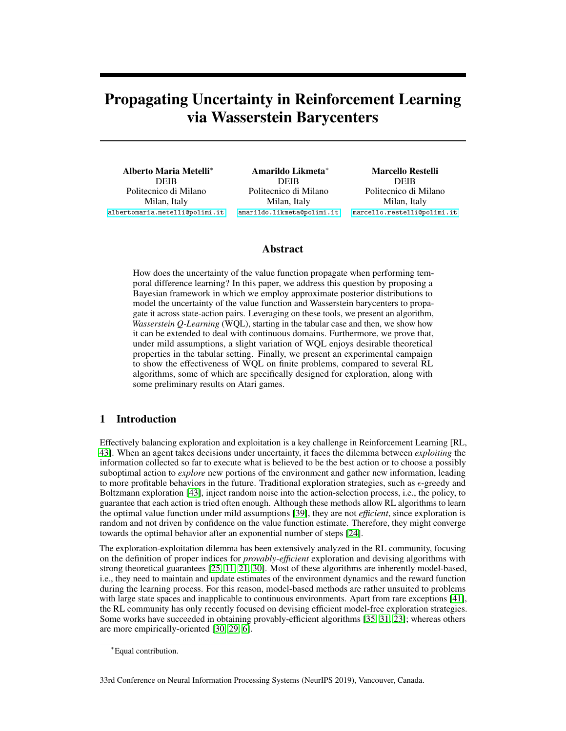# Propagating Uncertainty in Reinforcement Learning via Wasserstein Barycenters

**Alberto Maria Metelli***
DEIB
Politecnico di Milano
Milan, Italy
albertomaria.metelli@polimi.it

**Amarildo Likmeta***
DEIB
Politecnico di Milano
Milan, Italy
amarildo.likmeta@polimi.it

**Marcello Restelli**
DEIB
Politecnico di Milano
Milan, Italy
marcello.restelli@polimi.it

## Abstract

How does the uncertainty of the value function propagate when performing temporal difference learning? In this paper, we address this question by proposing a Bayesian framework in which we employ approximate posterior distributions to model the uncertainty of the value function and Wasserstein barycenters to propagate it across state-action pairs. Leveraging on these tools, we present an algorithm, *Wasserstein Q-Learning* (WQL), starting in the tabular case and then, we show how it can be extended to deal with continuous domains. Furthermore, we prove that, under mild assumptions, a slight variation of WQL enjoys desirable theoretical properties in the tabular setting. Finally, we present an experimental campaign to show the effectiveness of WQL on finite problems, compared to several RL algorithms, some of which are specifically designed for exploration, along with some preliminary results on Atari games.

## 1 Introduction

Effectively balancing exploration and exploitation is a key challenge in Reinforcement Learning [RL, 43]. When an agent takes decisions under uncertainty, it faces the dilemma between *exploiting* the information collected so far to execute what is believed to be the best action or to choose a possibly suboptimal action to *explore* new portions of the environment and gather new information, leading to more profitable behaviors in the future. Traditional exploration strategies, such as $\epsilon$-greedy and Boltzmann exploration [43], inject random noise into the action-selection process, i.e., the policy, to guarantee that each action is tried often enough. Although these methods allow RL algorithms to learn the optimal value function under mild assumptions [39], they are not *efficient*, since exploration is random and not driven by confidence on the value function estimate. Therefore, they might converge towards the optimal behavior after an exponential number of steps [24].

The exploration-exploitation dilemma has been extensively analyzed in the RL community, focusing on the definition of proper indices for *provably-efficient* exploration and devising algorithms with strong theoretical guarantees [25, 11, 21, 30]. Most of these algorithms are inherently model-based, i.e., they need to maintain and update estimates of the environment dynamics and the reward function during the learning process. For this reason, model-based methods are rather unsuited to problems with large state spaces and inapplicable to continuous environments. Apart from rare exceptions [41], the RL community has only recently focused on devising efficient model-free exploration strategies. Some works have succeeded in obtaining provably-efficient algorithms [35, 31, 23]; whereas others are more empirically-oriented [30, 29, 6].

*Equal contribution.

33rd Conference on Neural Information Processing Systems (NeurIPS 2019), Vancouver, Canada.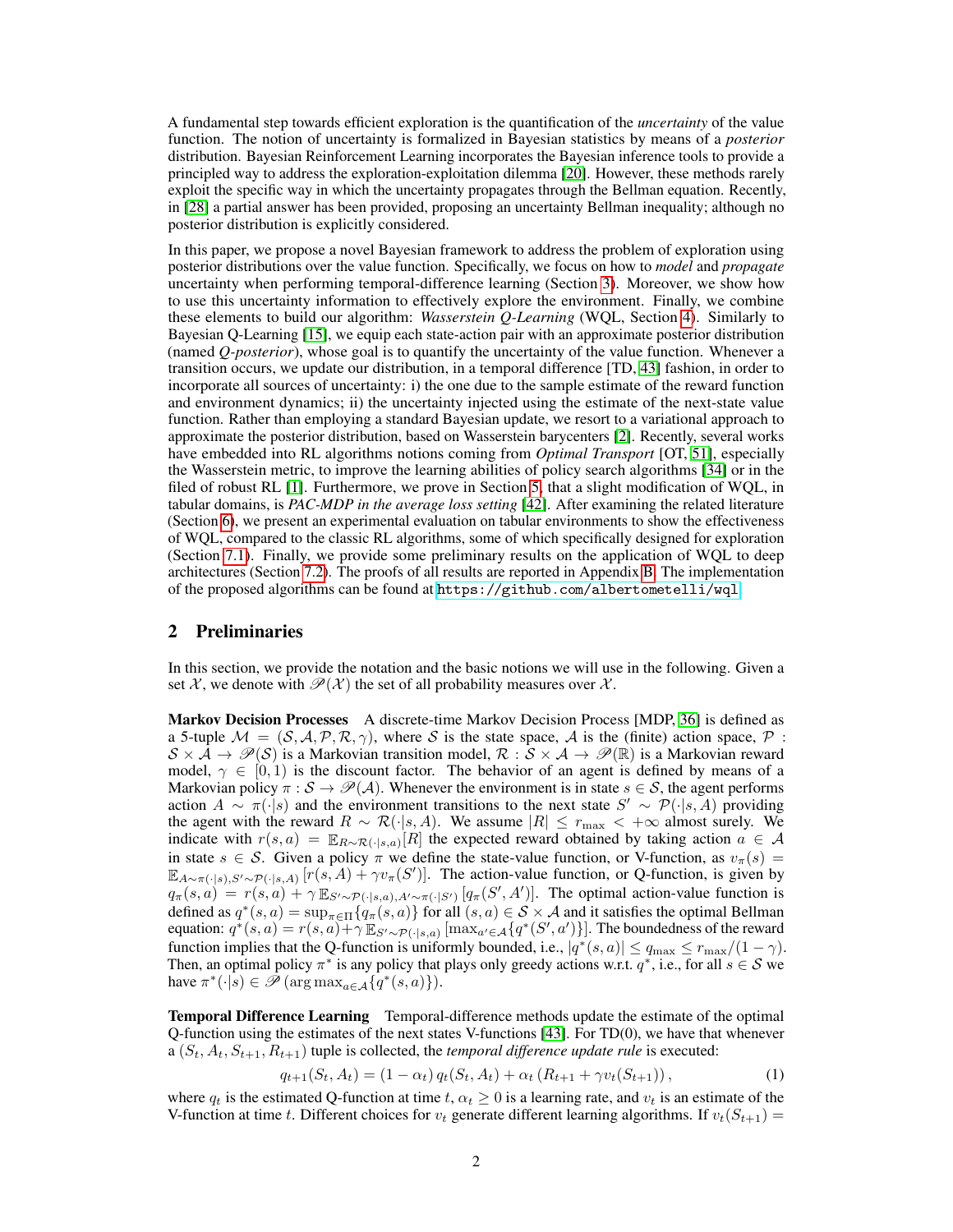A fundamental step towards efficient exploration is the quantification of the *uncertainty* of the value function. The notion of uncertainty is formalized in Bayesian statistics by means of a *posterior* distribution. Bayesian Reinforcement Learning incorporates the Bayesian inference tools to provide a principled way to address the exploration-exploitation dilemma [20]. However, these methods rarely exploit the specific way in which the uncertainty propagates through the Bellman equation. Recently, in [28] a partial answer has been provided, proposing an uncertainty Bellman inequality; although no posterior distribution is explicitly considered.

In this paper, we propose a novel Bayesian framework to address the problem of exploration using posterior distributions over the value function. Specifically, we focus on how to *model* and *propagate* uncertainty when performing temporal-difference learning (Section 3). Moreover, we show how to use this uncertainty information to effectively explore the environment. Finally, we combine these elements to build our algorithm: *Wasserstein Q-Learning* (WQL, Section 4). Similarly to Bayesian Q-Learning [15], we equip each state-action pair with an approximate posterior distribution (named *Q-posterior*), whose goal is to quantify the uncertainty of the value function. Whenever a transition occurs, we update our distribution, in a temporal difference [TD, 43] fashion, in order to incorporate all sources of uncertainty: i) the one due to the sample estimate of the reward function and environment dynamics; ii) the uncertainty injected using the estimate of the next-state value function. Rather than employing a standard Bayesian update, we resort to a variational approach to approximate the posterior distribution, based on Wasserstein barycenters [2]. Recently, several works have embedded into RL algorithms notions coming from *Optimal Transport* [OT, 51], especially the Wasserstein metric, to improve the learning abilities of policy search algorithms [34] or in the filed of robust RL [1]. Furthermore, we prove in Section 5, that a slight modification of WQL, in tabular domains, is *PAC-MDP in the average loss setting* [42]. After examining the related literature (Section 6), we present an experimental evaluation on tabular environments to show the effectiveness of WQL, compared to the classic RL algorithms, some of which specifically designed for exploration (Section 7.1). Finally, we provide some preliminary results on the application of WQL to deep architectures (Section 7.2). The proofs of all results are reported in Appendix B. The implementation of the proposed algorithms can be found at `https://github.com/albertometelli/wql`.

## 2 Preliminaries

In this section, we provide the notation and the basic notions we will use in the following. Given a set $\mathcal{X}$, we denote with $\mathscr{P}(\mathcal{X})$ the set of all probability measures over $\mathcal{X}$.

**Markov Decision Processes** A discrete-time Markov Decision Process [MDP, 36] is defined as a 5-tuple $\mathcal{M} = (\mathcal{S}, \mathcal{A}, \mathcal{P}, \mathcal{R}, \gamma)$, where $\mathcal{S}$ is the state space, $\mathcal{A}$ is the (finite) action space, $\mathcal{P} : \mathcal{S} \times \mathcal{A} \to \mathscr{P}(\mathcal{S})$ is a Markovian transition model, $\mathcal{R} : \mathcal{S} \times \mathcal{A} \to \mathscr{P}(\mathbb{R})$ is a Markovian reward model, $\gamma \in [0, 1)$ is the discount factor. The behavior of an agent is defined by means of a Markovian policy $\pi : \mathcal{S} \to \mathscr{P}(\mathcal{A})$. Whenever the environment is in state $s \in \mathcal{S}$, the agent performs action $A \sim \pi(\cdot|s)$ and the environment transitions to the next state $S' \sim \mathcal{P}(\cdot|s, A)$ providing the agent with the reward $R \sim \mathcal{R}(\cdot|s, A)$. We assume $|R| \leq r_{\max} < +\infty$ almost surely. We indicate with $r(s, a) = \mathbb{E}_{R \sim \mathcal{R}(\cdot|s,a)}[R]$ the expected reward obtained by taking action $a \in \mathcal{A}$ in state $s \in \mathcal{S}$. Given a policy $\pi$ we define the state-value function, or V-function, as $v_\pi(s) = \mathbb{E}_{A \sim \pi(\cdot|s), S' \sim \mathcal{P}(\cdot|s,A)} [r(s, A) + \gamma v_\pi(S')]$. The action-value function, or Q-function, is given by $q_\pi(s, a) = r(s, a) + \gamma \mathbb{E}_{S' \sim \mathcal{P}(\cdot|s,a), A' \sim \pi(\cdot|S')} [q_\pi(S', A')]$. The optimal action-value function is defined as $q^*(s, a) = \sup_{\pi \in \Pi}\{q_\pi(s, a)\}$ for all $(s, a) \in \mathcal{S} \times \mathcal{A}$ and it satisfies the optimal Bellman equation: $q^*(s, a) = r(s, a) + \gamma \mathbb{E}_{S' \sim \mathcal{P}(\cdot|s,a)} [\max_{a' \in \mathcal{A}}\{q^*(S', a')\}]$. The boundedness of the reward function implies that the Q-function is uniformly bounded, i.e., $|q^*(s, a)| \leq q_{\max} \leq r_{\max}/(1 - \gamma)$. Then, an optimal policy $\pi^*$ is any policy that plays only greedy actions w.r.t. $q^*$, i.e., for all $s \in \mathcal{S}$ we have $\pi^*(\cdot|s) \in \mathscr{P}(\arg\max_{a \in \mathcal{A}}\{q^*(s, a)\})$.

**Temporal Difference Learning** Temporal-difference methods update the estimate of the optimal Q-function using the estimates of the next states V-functions [43]. For TD(0), we have that whenever a $(S_t, A_t, S_{t+1}, R_{t+1})$ tuple is collected, the *temporal difference update rule* is executed:

$$q_{t+1}(S_t, A_t) = (1 - \alpha_t)\, q_t(S_t, A_t) + \alpha_t \left(R_{t+1} + \gamma v_t(S_{t+1})\right), \tag{1}$$

where $q_t$ is the estimated Q-function at time $t$, $\alpha_t \geq 0$ is a learning rate, and $v_t$ is an estimate of the V-function at time $t$. Different choices for $v_t$ generate different learning algorithms. If $v_t(S_{t+1}) =$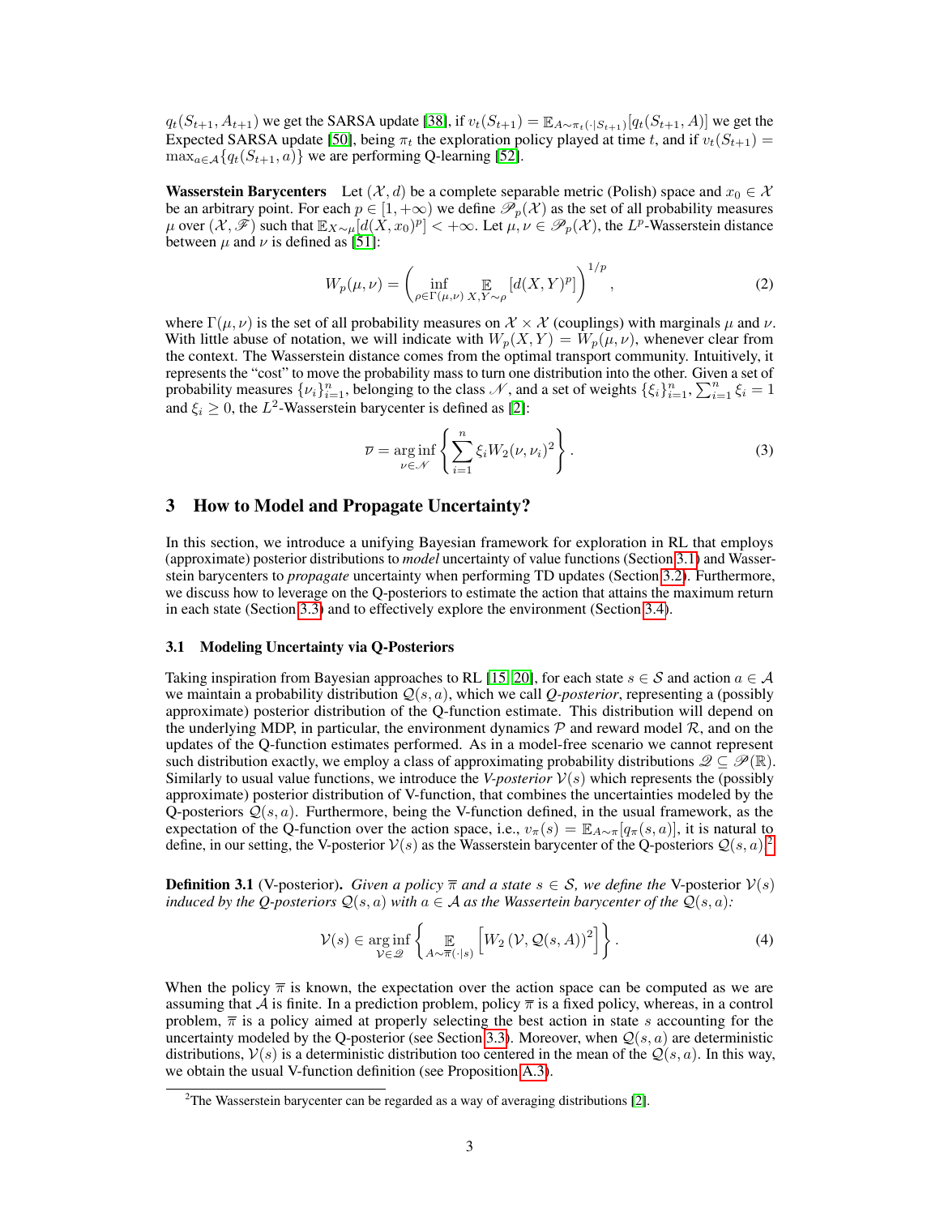$q_t(S_{t+1}, A_{t+1})$ we get the SARSA update [38], if $v_t(S_{t+1}) = \mathbb{E}_{A\sim\pi_t(\cdot|S_{t+1})}[q_t(S_{t+1}, A)]$ we get the Expected SARSA update [50], being $\pi_t$ the exploration policy played at time $t$, and if $v_t(S_{t+1}) = \max_{a\in\mathcal{A}}\{q_t(S_{t+1}, a)\}$ we are performing Q-learning [52].

**Wasserstein Barycenters** Let $(\mathcal{X}, d)$ be a complete separable metric (Polish) space and $x_0 \in \mathcal{X}$ be an arbitrary point. For each $p \in [1, +\infty)$ we define $\mathscr{P}_p(\mathcal{X})$ as the set of all probability measures $\mu$ over $(\mathcal{X}, \mathscr{F})$ such that $\mathbb{E}_{X\sim\mu}[d(X, x_0)^p] < +\infty$. Let $\mu, \nu \in \mathscr{P}_p(\mathcal{X})$, the $L^p$-Wasserstein distance between $\mu$ and $\nu$ is defined as [51]:

$$W_p(\mu, \nu) = \left( \inf_{\rho\in\Gamma(\mu,\nu)} \mathop{\mathbb{E}}_{X,Y\sim\rho} [d(X, Y)^p] \right)^{1/p}, \tag{2}$$

where $\Gamma(\mu, \nu)$ is the set of all probability measures on $\mathcal{X} \times \mathcal{X}$ (couplings) with marginals $\mu$ and $\nu$. With little abuse of notation, we will indicate with $W_p(X, Y) = W_p(\mu, \nu)$, whenever clear from the context. The Wasserstein distance comes from the optimal transport community. Intuitively, it represents the "cost" to move the probability mass to turn one distribution into the other. Given a set of probability measures $\{\nu_i\}_{i=1}^n$, belonging to the class $\mathscr{N}$, and a set of weights $\{\xi_i\}_{i=1}^n$, $\sum_{i=1}^n \xi_i = 1$ and $\xi_i \geq 0$, the $L^2$-Wasserstein barycenter is defined as [2]:

$$\overline{\nu} = \mathop{\arg\inf}_{\nu\in\mathscr{N}} \left\{ \sum_{i=1}^n \xi_i W_2(\nu, \nu_i)^2 \right\}. \tag{3}$$

## 3 How to Model and Propagate Uncertainty?

In this section, we introduce a unifying Bayesian framework for exploration in RL that employs (approximate) posterior distributions to *model* uncertainty of value functions (Section 3.1) and Wasserstein barycenters to *propagate* uncertainty when performing TD updates (Section 3.2). Furthermore, we discuss how to leverage on the Q-posteriors to estimate the action that attains the maximum return in each state (Section 3.3) and to effectively explore the environment (Section 3.4).

### 3.1 Modeling Uncertainty via Q-Posteriors

Taking inspiration from Bayesian approaches to RL [15, 20], for each state $s \in \mathcal{S}$ and action $a \in \mathcal{A}$ we maintain a probability distribution $\mathcal{Q}(s, a)$, which we call *Q-posterior*, representing a (possibly approximate) posterior distribution of the Q-function estimate. This distribution will depend on the underlying MDP, in particular, the environment dynamics $\mathcal{P}$ and reward model $\mathcal{R}$, and on the updates of the Q-function estimates performed. As in a model-free scenario we cannot represent such distribution exactly, we employ a class of approximating probability distributions $\mathscr{Q} \subseteq \mathscr{P}(\mathbb{R})$. Similarly to usual value functions, we introduce the *V-posterior* $\mathcal{V}(s)$ which represents the (possibly approximate) posterior distribution of V-function, that combines the uncertainties modeled by the Q-posteriors $\mathcal{Q}(s, a)$. Furthermore, being the V-function defined, in the usual framework, as the expectation of the Q-function over the action space, i.e., $v_\pi(s) = \mathbb{E}_{A\sim\pi}[q_\pi(s, a)]$, it is natural to define, in our setting, the V-posterior $\mathcal{V}(s)$ as the Wasserstein barycenter of the Q-posteriors $\mathcal{Q}(s, a)$.[2]

**Definition 3.1** (V-posterior)**.** *Given a policy $\overline{\pi}$ and a state $s \in \mathcal{S}$, we define the* V-posterior $\mathcal{V}(s)$ *induced by the Q-posteriors $\mathcal{Q}(s, a)$ with $a \in \mathcal{A}$ as the Wassertein barycenter of the $\mathcal{Q}(s, a)$:*

$$\mathcal{V}(s) \in \mathop{\arg\inf}_{\mathcal{V}\in\mathscr{Q}} \left\{ \mathop{\mathbb{E}}_{A\sim\overline{\pi}(\cdot|s)} \left[ W_2\left(\mathcal{V}, \mathcal{Q}(s, A)\right)^2 \right] \right\}. \tag{4}$$

When the policy $\overline{\pi}$ is known, the expectation over the action space can be computed as we are assuming that $\mathcal{A}$ is finite. In a prediction problem, policy $\overline{\pi}$ is a fixed policy, whereas, in a control problem, $\overline{\pi}$ is a policy aimed at properly selecting the best action in state $s$ accounting for the uncertainty modeled by the Q-posterior (see Section 3.3). Moreover, when $\mathcal{Q}(s, a)$ are deterministic distributions, $\mathcal{V}(s)$ is a deterministic distribution too centered in the mean of the $\mathcal{Q}(s, a)$. In this way, we obtain the usual V-function definition (see Proposition A.3).

[2] The Wasserstein barycenter can be regarded as a way of averaging distributions [2].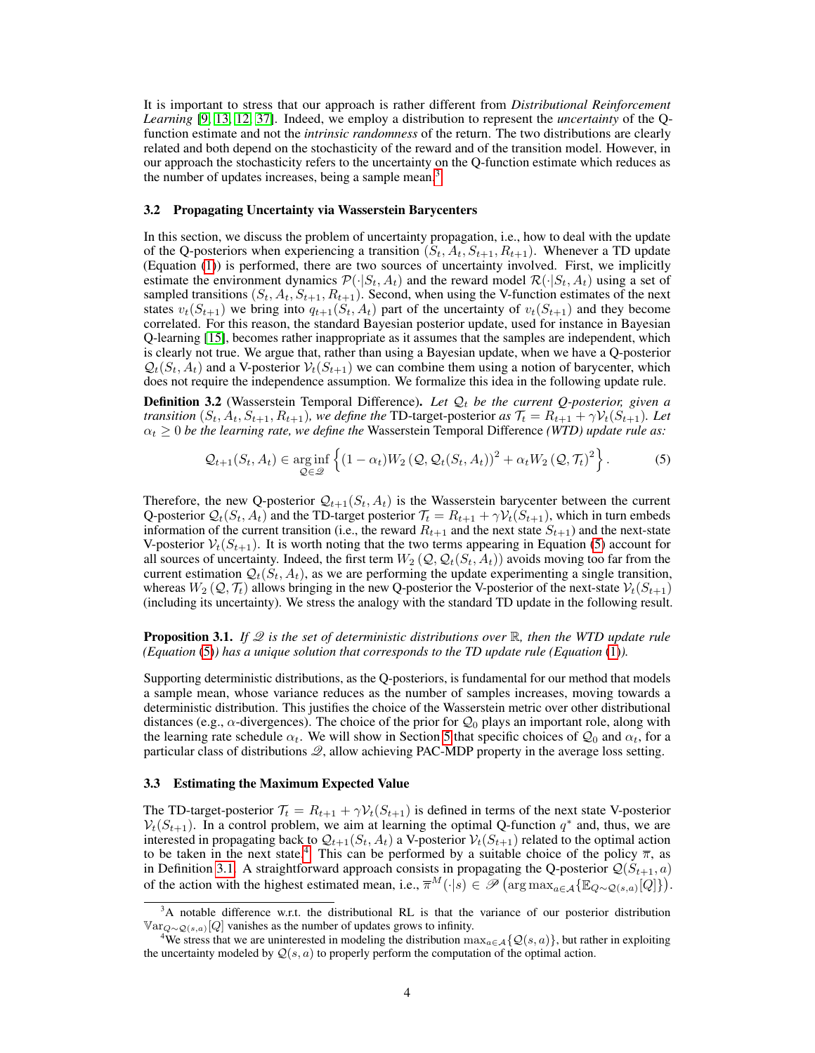It is important to stress that our approach is rather different from *Distributional Reinforcement Learning* [9, 13, 12, 37]. Indeed, we employ a distribution to represent the *uncertainty* of the Q-function estimate and not the *intrinsic randomness* of the return. The two distributions are clearly related and both depend on the stochasticity of the reward and of the transition model. However, in our approach the stochasticity refers to the uncertainty on the Q-function estimate which reduces as the number of updates increases, being a sample mean.[3]

### 3.2 Propagating Uncertainty via Wasserstein Barycenters

In this section, we discuss the problem of uncertainty propagation, i.e., how to deal with the update of the Q-posteriors when experiencing a transition $(S_t, A_t, S_{t+1}, R_{t+1})$. Whenever a TD update (Equation (1)) is performed, there are two sources of uncertainty involved. First, we implicitly estimate the environment dynamics $\mathcal{P}(\cdot|S_t, A_t)$ and the reward model $\mathcal{R}(\cdot|S_t, A_t)$ using a set of sampled transitions $(S_t, A_t, S_{t+1}, R_{t+1})$. Second, when using the V-function estimates of the next states $v_t(S_{t+1})$ we bring into $q_{t+1}(S_t, A_t)$ part of the uncertainty of $v_t(S_{t+1})$ and they become correlated. For this reason, the standard Bayesian posterior update, used for instance in Bayesian Q-learning [15], becomes rather inappropriate as it assumes that the samples are independent, which is clearly not true. We argue that, rather than using a Bayesian update, when we have a Q-posterior $\mathcal{Q}_t(S_t, A_t)$ and a V-posterior $\mathcal{V}_t(S_{t+1})$ we can combine them using a notion of barycenter, which does not require the independence assumption. We formalize this idea in the following update rule.

**Definition 3.2** (Wasserstein Temporal Difference)**.** *Let $\mathcal{Q}_t$ be the current Q-posterior, given a transition $(S_t, A_t, S_{t+1}, R_{t+1})$, we define the* TD-target-posterior *as $\mathcal{T}_t = R_{t+1} + \gamma \mathcal{V}_t(S_{t+1})$. Let $\alpha_t \geq 0$ be the learning rate, we define the* Wasserstein Temporal Difference *(WTD) update rule as:*

$$\mathcal{Q}_{t+1}(S_t, A_t) \in \operatorname*{arg\,inf}_{\mathcal{Q} \in \mathscr{Q}} \left\{ (1 - \alpha_t) W_2 \left( \mathcal{Q}, \mathcal{Q}_t(S_t, A_t) \right)^2 + \alpha_t W_2 \left( \mathcal{Q}, \mathcal{T}_t \right)^2 \right\}. \tag{5}$$

Therefore, the new Q-posterior $\mathcal{Q}_{t+1}(S_t, A_t)$ is the Wasserstein barycenter between the current Q-posterior $\mathcal{Q}_t(S_t, A_t)$ and the TD-target posterior $\mathcal{T}_t = R_{t+1} + \gamma \mathcal{V}_t(S_{t+1})$, which in turn embeds information of the current transition (i.e., the reward $R_{t+1}$ and the next state $S_{t+1}$) and the next-state V-posterior $\mathcal{V}_t(S_{t+1})$. It is worth noting that the two terms appearing in Equation (5) account for all sources of uncertainty. Indeed, the first term $W_2 \left( \mathcal{Q}, \mathcal{Q}_t(S_t, A_t) \right)$ avoids moving too far from the current estimation $\mathcal{Q}_t(S_t, A_t)$, as we are performing the update experimenting a single transition, whereas $W_2 \left( \mathcal{Q}, \mathcal{T}_t \right)$ allows bringing in the new Q-posterior the V-posterior of the next-state $\mathcal{V}_t(S_{t+1})$ (including its uncertainty). We stress the analogy with the standard TD update in the following result.

**Proposition 3.1.** *If $\mathscr{Q}$ is the set of deterministic distributions over $\mathbb{R}$, then the WTD update rule (Equation (5)) has a unique solution that corresponds to the TD update rule (Equation (1)).*

Supporting deterministic distributions, as the Q-posteriors, is fundamental for our method that models a sample mean, whose variance reduces as the number of samples increases, moving towards a deterministic distribution. This justifies the choice of the Wasserstein metric over other distributional distances (e.g., $\alpha$-divergences). The choice of the prior for $\mathcal{Q}_0$ plays an important role, along with the learning rate schedule $\alpha_t$. We will show in Section 5 that specific choices of $\mathcal{Q}_0$ and $\alpha_t$, for a particular class of distributions $\mathscr{Q}$, allow achieving PAC-MDP property in the average loss setting.

### 3.3 Estimating the Maximum Expected Value

The TD-target-posterior $\mathcal{T}_t = R_{t+1} + \gamma \mathcal{V}_t(S_{t+1})$ is defined in terms of the next state V-posterior $\mathcal{V}_t(S_{t+1})$. In a control problem, we aim at learning the optimal Q-function $q^*$ and, thus, we are interested in propagating back to $\mathcal{Q}_{t+1}(S_t, A_t)$ a V-posterior $\mathcal{V}_t(S_{t+1})$ related to the optimal action to be taken in the next state.[4] This can be performed by a suitable choice of the policy $\overline{\pi}$, as in Definition 3.1. A straightforward approach consists in propagating the Q-posterior $\mathcal{Q}(S_{t+1}, a)$ of the action with the highest estimated mean, i.e., $\overline{\pi}^M(\cdot|s) \in \mathscr{P}\left(\arg\max_{a \in \mathcal{A}} \{\mathbb{E}_{Q \sim \mathcal{Q}(s,a)}[Q]\}\right)$.

[3] A notable difference w.r.t. the distributional RL is that the variance of our posterior distribution $\mathbb{V}\mathrm{ar}_{Q \sim \mathcal{Q}(s,a)}[Q]$ vanishes as the number of updates grows to infinity.

[4] We stress that we are uninterested in modeling the distribution $\max_{a \in \mathcal{A}}\{\mathcal{Q}(s, a)\}$, but rather in exploiting the uncertainty modeled by $\mathcal{Q}(s, a)$ to properly perform the computation of the optimal action.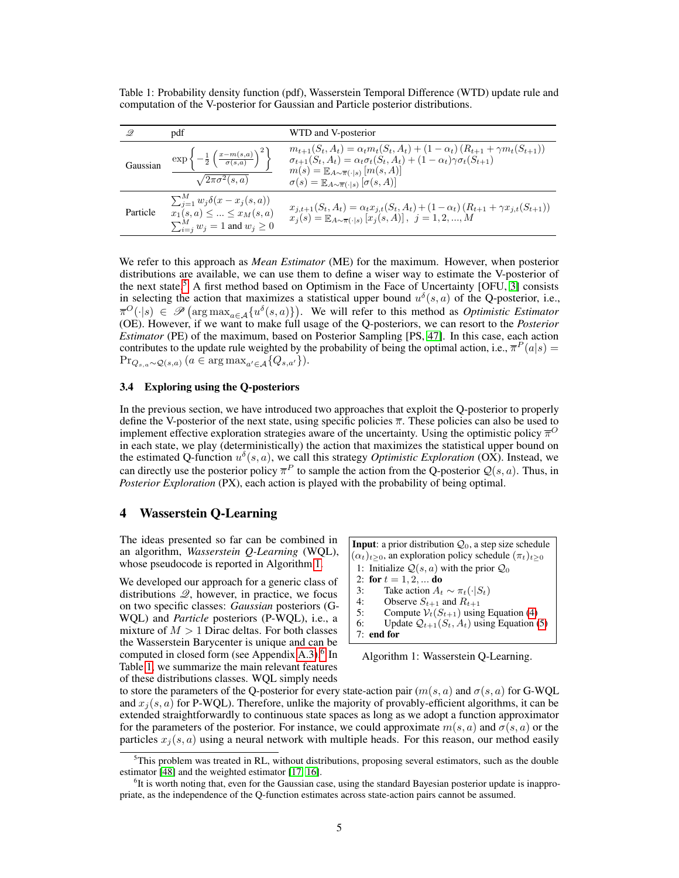Table 1: Probability density function (pdf), Wasserstein Temporal Difference (WTD) update rule and computation of the V-posterior for Gaussian and Particle posterior distributions.

| $\mathscr{Q}$ | pdf | WTD and V-posterior |
|---|---|---|
| Gaussian | $\dfrac{\exp\left\{-\frac{1}{2}\left(\frac{x-m(s,a)}{\sigma(s,a)}\right)^2\right\}}{\sqrt{2\pi\sigma^2(s,a)}}$ | $m_{t+1}(S_t, A_t) = \alpha_t m_t(S_t, A_t) + (1-\alpha_t)\left(R_{t+1} + \gamma m_t(S_{t+1})\right)$ <br> $\sigma_{t+1}(S_t, A_t) = \alpha_t \sigma_t(S_t, A_t) + (1-\alpha_t)\gamma \sigma_t(S_{t+1})$ <br> $m(s) = \mathbb{E}_{A\sim\overline{\pi}(\cdot\|s)}\left[m(s,A)\right]$ <br> $\sigma(s) = \mathbb{E}_{A\sim\overline{\pi}(\cdot\|s)}\left[\sigma(s,A)\right]$ |
| Particle | $\sum_{j=1}^{M} w_j \delta(x - x_j(s,a))$ <br> $x_1(s,a) \le \ldots \le x_M(s,a)$ <br> $\sum_{i=j}^{M} w_j = 1$ and $w_j \ge 0$ | $x_{j,t+1}(S_t, A_t) = \alpha_t x_{j,t}(S_t, A_t) + (1-\alpha_t)\left(R_{t+1} + \gamma x_{j,t}(S_{t+1})\right)$ <br> $x_j(s) = \mathbb{E}_{A\sim\overline{\pi}(\cdot\|s)}\left[x_j(s,A)\right],\ j = 1, 2, \ldots, M$ |

We refer to this approach as *Mean Estimator* (ME) for the maximum. However, when posterior distributions are available, we can use them to define a wiser way to estimate the V-posterior of the next state.[5] A first method based on Optimism in the Face of Uncertainty [OFU, 3] consists in selecting the action that maximizes a statistical upper bound $u^{\delta}(s,a)$ of the Q-posterior, i.e., $\overline{\pi}^{O}(\cdot|s) \in \mathscr{P}\left(\arg\max_{a\in\mathcal{A}}\{u^{\delta}(s,a)\}\right)$. We will refer to this method as *Optimistic Estimator* (OE). However, if we want to make full usage of the Q-posteriors, we can resort to the *Posterior Estimator* (PE) of the maximum, based on Posterior Sampling [PS, 47]. In this case, each action contributes to the update rule weighted by the probability of being the optimal action, i.e., $\overline{\pi}^{P}(a|s) = \Pr_{Q_{s,a}\sim\mathcal{Q}(s,a)}\left(a \in \arg\max_{a'\in\mathcal{A}}\{Q_{s,a'}\}\right)$.

### 3.4 Exploring using the Q-posteriors

In the previous section, we have introduced two approaches that exploit the Q-posterior to properly define the V-posterior of the next state, using specific policies $\overline{\pi}$. These policies can also be used to implement effective exploration strategies aware of the uncertainty. Using the optimistic policy $\overline{\pi}^{O}$ in each state, we play (deterministically) the action that maximizes the statistical upper bound on the estimated Q-function $u^{\delta}(s,a)$, we call this strategy *Optimistic Exploration* (OX). Instead, we can directly use the posterior policy $\overline{\pi}^{P}$ to sample the action from the Q-posterior $\mathcal{Q}(s,a)$. Thus, in *Posterior Exploration* (PX), each action is played with the probability of being optimal.

## 4 Wasserstein Q-Learning

The ideas presented so far can be combined in an algorithm, *Wasserstein Q-Learning* (WQL), whose pseudocode is reported in Algorithm 1.

We developed our approach for a generic class of distributions $\mathscr{Q}$, however, in practice, we focus on two specific classes: *Gaussian* posteriors (G-WQL) and *Particle* posteriors (P-WQL), i.e., a mixture of $M > 1$ Dirac deltas. For both classes the Wasserstein Barycenter is unique and can be computed in closed form (see Appendix A.3).[6] In Table 1, we summarize the main relevant features of these distributions classes. WQL simply needs to store the parameters of the Q-posterior for every state-action pair ($m(s,a)$ and $\sigma(s,a)$ for G-WQL and $x_j(s,a)$ for P-WQL). Therefore, unlike the majority of provably-efficient algorithms, it can be extended straightforwardly to continuous state spaces as long as we adopt a function approximator for the parameters of the posterior. For instance, we could approximate $m(s,a)$ and $\sigma(s,a)$ or the particles $x_j(s,a)$ using a neural network with multiple heads. For this reason, our method easily

```
Input: a prior distribution Q_0, a step size schedule (α_t)_{t≥0}, an exploration policy schedule (π_t)_{t≥0}
1: Initialize Q(s,a) with the prior Q_0
2: for t = 1, 2, ... do
3:     Take action A_t ~ π_t(·|S_t)
4:     Observe S_{t+1} and R_{t+1}
5:     Compute V_t(S_{t+1}) using Equation (4)
6:     Update Q_{t+1}(S_t, A_t) using Equation (5)
7: end for
```

Algorithm 1: Wasserstein Q-Learning.

[5] This problem was treated in RL, without distributions, proposing several estimators, such as the double estimator [48] and the weighted estimator [17, 16].

[6] It is worth noting that, even for the Gaussian case, using the standard Bayesian posterior update is inappropriate, as the independence of the Q-function estimates across state-action pairs cannot be assumed.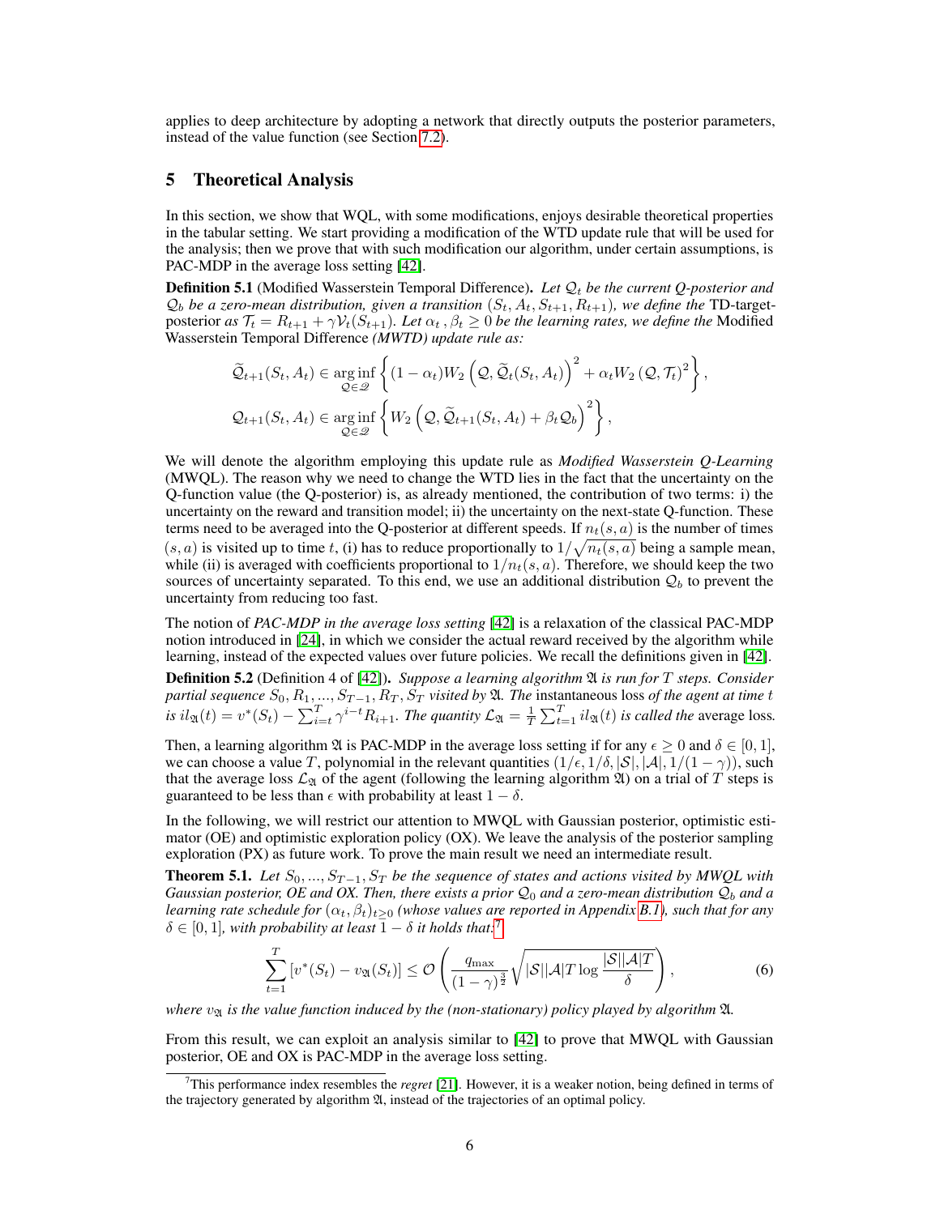applies to deep architecture by adopting a network that directly outputs the posterior parameters, instead of the value function (see Section 7.2).

## 5 Theoretical Analysis

In this section, we show that WQL, with some modifications, enjoys desirable theoretical properties in the tabular setting. We start providing a modification of the WTD update rule that will be used for the analysis; then we prove that with such modification our algorithm, under certain assumptions, is PAC-MDP in the average loss setting [42].

**Definition 5.1** (Modified Wasserstein Temporal Difference)**.** *Let $\mathcal{Q}_t$ be the current Q-posterior and $\mathcal{Q}_b$ be a zero-mean distribution, given a transition $(S_t, A_t, S_{t+1}, R_{t+1})$, we define the* TD-target-posterior *as $\mathcal{T}_t = R_{t+1} + \gamma \mathcal{V}_t(S_{t+1})$. Let $\alpha_t, \beta_t \geq 0$ be the learning rates, we define the* Modified Wasserstein Temporal Difference *(MWTD) update rule as:*

$$
\widetilde{\mathcal{Q}}_{t+1}(S_t, A_t) \in \operatorname*{arg\,inf}_{\mathcal{Q} \in \mathscr{Q}} \left\{ (1-\alpha_t) W_2\left(\mathcal{Q}, \widetilde{\mathcal{Q}}_t(S_t, A_t)\right)^2 + \alpha_t W_2\left(\mathcal{Q}, \mathcal{T}_t\right)^2 \right\},
$$

$$
\mathcal{Q}_{t+1}(S_t, A_t) \in \operatorname*{arg\,inf}_{\mathcal{Q} \in \mathscr{Q}} \left\{ W_2\left(\mathcal{Q}, \widetilde{\mathcal{Q}}_{t+1}(S_t, A_t) + \beta_t \mathcal{Q}_b\right)^2 \right\},
$$

We will denote the algorithm employing this update rule as *Modified Wasserstein Q-Learning* (MWQL). The reason why we need to change the WTD lies in the fact that the uncertainty on the Q-function value (the Q-posterior) is, as already mentioned, the contribution of two terms: i) the uncertainty on the reward and transition model; ii) the uncertainty on the next-state Q-function. These terms need to be averaged into the Q-posterior at different speeds. If $n_t(s,a)$ is the number of times $(s,a)$ is visited up to time $t$, (i) has to reduce proportionally to $1/\sqrt{n_t(s,a)}$ being a sample mean, while (ii) is averaged with coefficients proportional to $1/n_t(s,a)$. Therefore, we should keep the two sources of uncertainty separated. To this end, we use an additional distribution $\mathcal{Q}_b$ to prevent the uncertainty from reducing too fast.

The notion of ***PAC-MDP in the average loss setting*** [42] is a relaxation of the classical PAC-MDP notion introduced in [24], in which we consider the actual reward received by the algorithm while learning, instead of the expected values over future policies. We recall the definitions given in [42].

**Definition 5.2** (Definition 4 of [42])**.** *Suppose a learning algorithm $\mathfrak{A}$ is run for $T$ steps. Consider partial sequence $S_0, R_1, ..., S_{T-1}, R_T, S_T$ visited by $\mathfrak{A}$. The* instantaneous loss *of the agent at time $t$ is $il_{\mathfrak{A}}(t) = v^*(S_t) - \sum_{i=t}^{T} \gamma^{i-t} R_{i+1}$. The quantity $\mathcal{L}_{\mathfrak{A}} = \frac{1}{T}\sum_{t=1}^{T} il_{\mathfrak{A}}(t)$ is called the* average loss*.*

Then, a learning algorithm $\mathfrak{A}$ is PAC-MDP in the average loss setting if for any $\epsilon \geq 0$ and $\delta \in [0,1]$, we can choose a value $T$, polynomial in the relevant quantities $(1/\epsilon, 1/\delta, |\mathcal{S}|, |\mathcal{A}|, 1/(1-\gamma))$, such that the average loss $\mathcal{L}_{\mathfrak{A}}$ of the agent (following the learning algorithm $\mathfrak{A}$) on a trial of $T$ steps is guaranteed to be less than $\epsilon$ with probability at least $1-\delta$.

In the following, we will restrict our attention to MWQL with Gaussian posterior, optimistic estimator (OE) and optimistic exploration policy (OX). We leave the analysis of the posterior sampling exploration (PX) as future work. To prove the main result we need an intermediate result.

**Theorem 5.1.** *Let $S_0, ..., S_{T-1}, S_T$ be the sequence of states and actions visited by MWQL with Gaussian posterior, OE and OX. Then, there exists a prior $\mathcal{Q}_0$ and a zero-mean distribution $\mathcal{Q}_b$ and a learning rate schedule for $(\alpha_t, \beta_t)_{t \geq 0}$ (whose values are reported in Appendix B.1), such that for any $\delta \in [0,1]$, with probability at least $1-\delta$ it holds that:*[7]

$$
\sum_{t=1}^{T} \left[ v^*(S_t) - v_{\mathfrak{A}}(S_t) \right] \leq \mathcal{O}\left( \frac{q_{\max}}{(1-\gamma)^{\frac{3}{2}}} \sqrt{|\mathcal{S}||\mathcal{A}| T \log \frac{|\mathcal{S}||\mathcal{A}| T}{\delta}} \right), \tag{6}
$$

*where $v_{\mathfrak{A}}$ is the value function induced by the (non-stationary) policy played by algorithm $\mathfrak{A}$.*

From this result, we can exploit an analysis similar to [42] to prove that MWQL with Gaussian posterior, OE and OX is PAC-MDP in the average loss setting.

[7] This performance index resembles the *regret* [21]. However, it is a weaker notion, being defined in terms of the trajectory generated by algorithm $\mathfrak{A}$, instead of the trajectories of an optimal policy.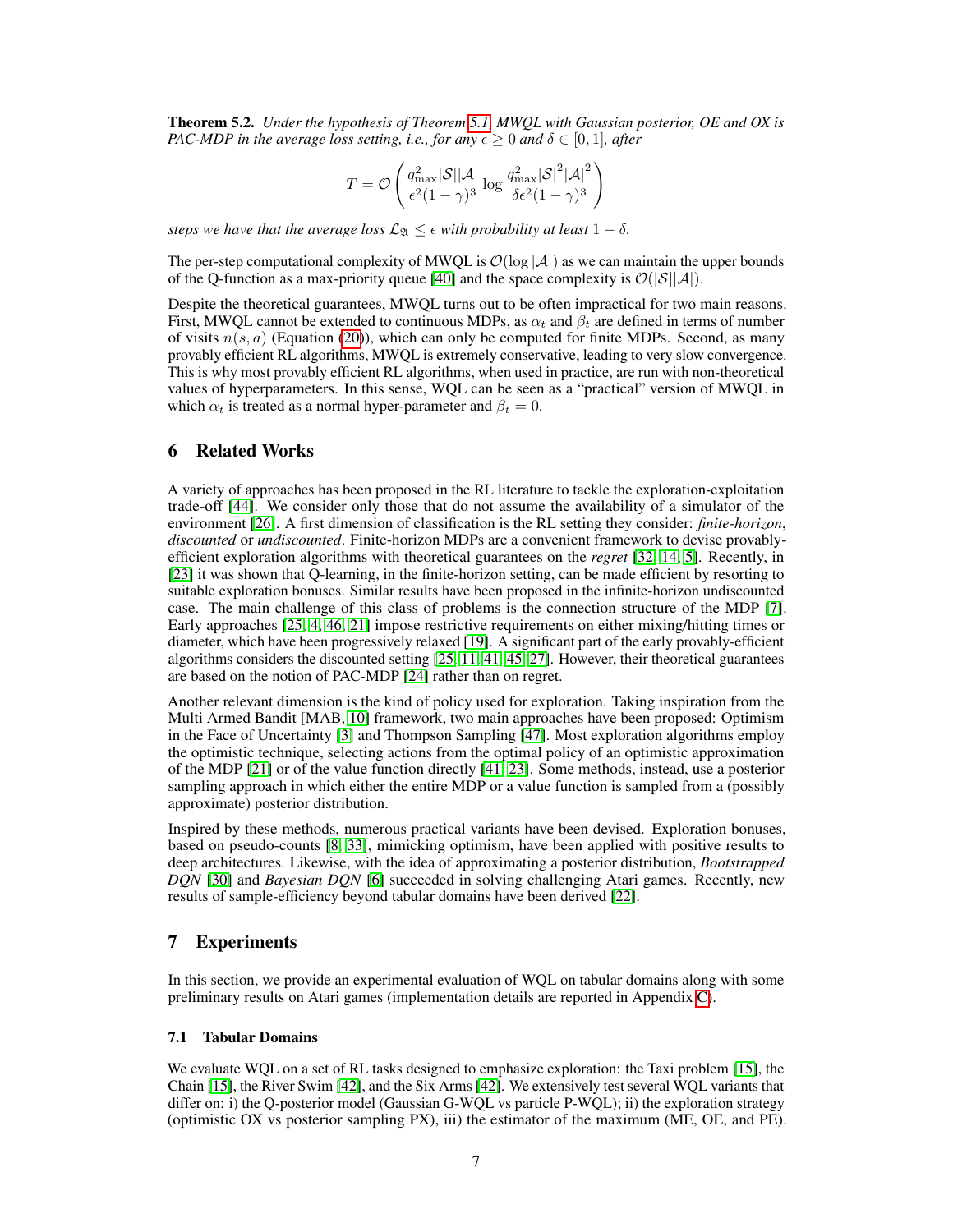**Theorem 5.2.** *Under the hypothesis of Theorem 5.1, MWQL with Gaussian posterior, OE and OX is PAC-MDP in the average loss setting, i.e., for any $\epsilon \geq 0$ and $\delta \in [0, 1]$, after*

$$T = \mathcal{O}\left(\frac{q_{\max}^2 |\mathcal{S}||\mathcal{A}|}{\epsilon^2 (1-\gamma)^3} \log \frac{q_{\max}^2 |\mathcal{S}|^2 |\mathcal{A}|^2}{\delta \epsilon^2 (1-\gamma)^3}\right)$$

*steps we have that the average loss $\mathcal{L}_{\mathfrak{A}} \leq \epsilon$ with probability at least $1 - \delta$.*

The per-step computational complexity of MWQL is $\mathcal{O}(\log |\mathcal{A}|)$ as we can maintain the upper bounds of the Q-function as a max-priority queue [40] and the space complexity is $\mathcal{O}(|\mathcal{S}||\mathcal{A}|)$.

Despite the theoretical guarantees, MWQL turns out to be often impractical for two main reasons. First, MWQL cannot be extended to continuous MDPs, as $\alpha_t$ and $\beta_t$ are defined in terms of number of visits $n(s, a)$ (Equation (20)), which can only be computed for finite MDPs. Second, as many provably efficient RL algorithms, MWQL is extremely conservative, leading to very slow convergence. This is why most provably efficient RL algorithms, when used in practice, are run with non-theoretical values of hyperparameters. In this sense, WQL can be seen as a "practical" version of MWQL in which $\alpha_t$ is treated as a normal hyper-parameter and $\beta_t = 0$.

## 6 Related Works

A variety of approaches has been proposed in the RL literature to tackle the exploration-exploitation trade-off [44]. We consider only those that do not assume the availability of a simulator of the environment [26]. A first dimension of classification is the RL setting they consider: *finite-horizon*, *discounted* or *undiscounted*. Finite-horizon MDPs are a convenient framework to devise provably-efficient exploration algorithms with theoretical guarantees on the *regret* [32, 14, 5]. Recently, in [23] it was shown that Q-learning, in the finite-horizon setting, can be made efficient by resorting to suitable exploration bonuses. Similar results have been proposed in the infinite-horizon undiscounted case. The main challenge of this class of problems is the connection structure of the MDP [7]. Early approaches [25, 4, 46, 21] impose restrictive requirements on either mixing/hitting times or diameter, which have been progressively relaxed [19]. A significant part of the early provably-efficient algorithms considers the discounted setting [25, 11, 41, 45, 27]. However, their theoretical guarantees are based on the notion of PAC-MDP [24] rather than on regret.

Another relevant dimension is the kind of policy used for exploration. Taking inspiration from the Multi Armed Bandit [MAB, 10] framework, two main approaches have been proposed: Optimism in the Face of Uncertainty [3] and Thompson Sampling [47]. Most exploration algorithms employ the optimistic technique, selecting actions from the optimal policy of an optimistic approximation of the MDP [21] or of the value function directly [41, 23]. Some methods, instead, use a posterior sampling approach in which either the entire MDP or a value function is sampled from a (possibly approximate) posterior distribution.

Inspired by these methods, numerous practical variants have been devised. Exploration bonuses, based on pseudo-counts [8, 33], mimicking optimism, have been applied with positive results to deep architectures. Likewise, with the idea of approximating a posterior distribution, *Bootstrapped DQN* [30] and *Bayesian DQN* [6] succeeded in solving challenging Atari games. Recently, new results of sample-efficiency beyond tabular domains have been derived [22].

## 7 Experiments

In this section, we provide an experimental evaluation of WQL on tabular domains along with some preliminary results on Atari games (implementation details are reported in Appendix C).

### 7.1 Tabular Domains

We evaluate WQL on a set of RL tasks designed to emphasize exploration: the Taxi problem [15], the Chain [15], the River Swim [42], and the Six Arms [42]. We extensively test several WQL variants that differ on: i) the Q-posterior model (Gaussian G-WQL vs particle P-WQL); ii) the exploration strategy (optimistic OX vs posterior sampling PX), iii) the estimator of the maximum (ME, OE, and PE).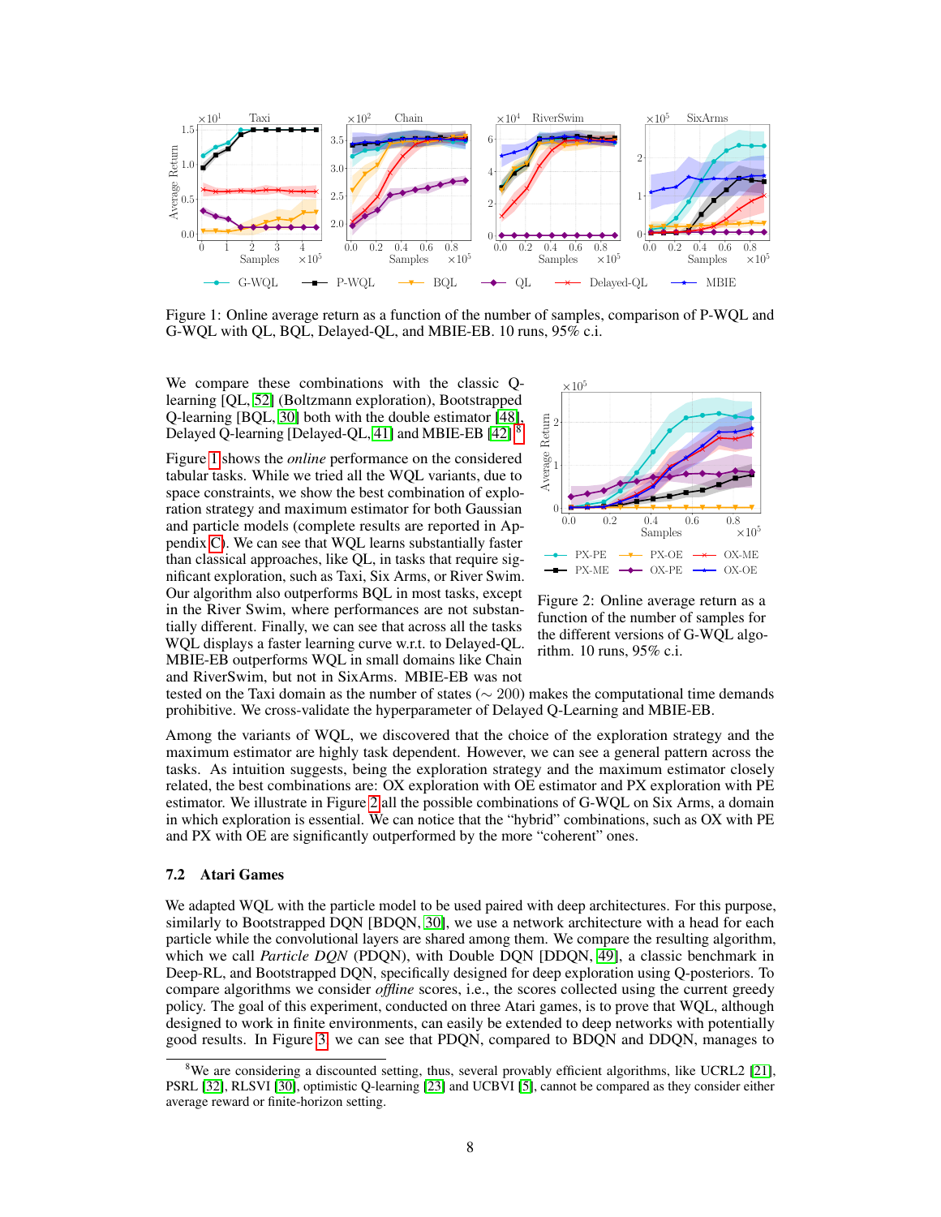Figure 1: Online average return as a function of the number of samples, comparison of P-WQL and G-WQL with QL, BQL, Delayed-QL, and MBIE-EB. 10 runs, 95% c.i.

We compare these combinations with the classic Q-learning [QL, [52]] (Boltzmann exploration), Bootstrapped Q-learning [BQL, [30]] both with the double estimator [48], Delayed Q-learning [Delayed-QL, [41]] and MBIE-EB [42].[8]

Figure 1 shows the *online* performance on the considered tabular tasks. While we tried all the WQL variants, due to space constraints, we show the best combination of exploration strategy and maximum estimator for both Gaussian and particle models (complete results are reported in Appendix C). We can see that WQL learns substantially faster than classical approaches, like QL, in tasks that require significant exploration, such as Taxi, Six Arms, or River Swim. Our algorithm also outperforms BQL in most tasks, except in the River Swim, where performances are not substantially different. Finally, we can see that across all the tasks WQL displays a faster learning curve w.r.t. to Delayed-QL. MBIE-EB outperforms WQL in small domains like Chain and RiverSwim, but not in SixArms. MBIE-EB was not tested on the Taxi domain as the number of states ($\sim 200$) makes the computational time demands prohibitive. We cross-validate the hyperparameter of Delayed Q-Learning and MBIE-EB.

Figure 2: Online average return as a function of the number of samples for the different versions of G-WQL algorithm. 10 runs, 95% c.i.

Among the variants of WQL, we discovered that the choice of the exploration strategy and the maximum estimator are highly task dependent. However, we can see a general pattern across the tasks. As intuition suggests, being the exploration strategy and the maximum estimator closely related, the best combinations are: OX exploration with OE estimator and PX exploration with PE estimator. We illustrate in Figure 2 all the possible combinations of G-WQL on Six Arms, a domain in which exploration is essential. We can notice that the "hybrid" combinations, such as OX with PE and PX with OE are significantly outperformed by the more "coherent" ones.

### 7.2 Atari Games

We adapted WQL with the particle model to be used paired with deep architectures. For this purpose, similarly to Bootstrapped DQN [BDQN, [30]], we use a network architecture with a head for each particle while the convolutional layers are shared among them. We compare the resulting algorithm, which we call *Particle DQN* (PDQN), with Double DQN [DDQN, [49]], a classic benchmark in Deep-RL, and Bootstrapped DQN, specifically designed for deep exploration using Q-posteriors. To compare algorithms we consider *offline* scores, i.e., the scores collected using the current greedy policy. The goal of this experiment, conducted on three Atari games, is to prove that WQL, although designed to work in finite environments, can easily be extended to deep networks with potentially good results. In Figure 3, we can see that PDQN, compared to BDQN and DDQN, manages to

[8] We are considering a discounted setting, thus, several provably efficient algorithms, like UCRL2 [21], PSRL [32], RLSVI [30], optimistic Q-learning [23] and UCBVI [5], cannot be compared as they consider either average reward or finite-horizon setting.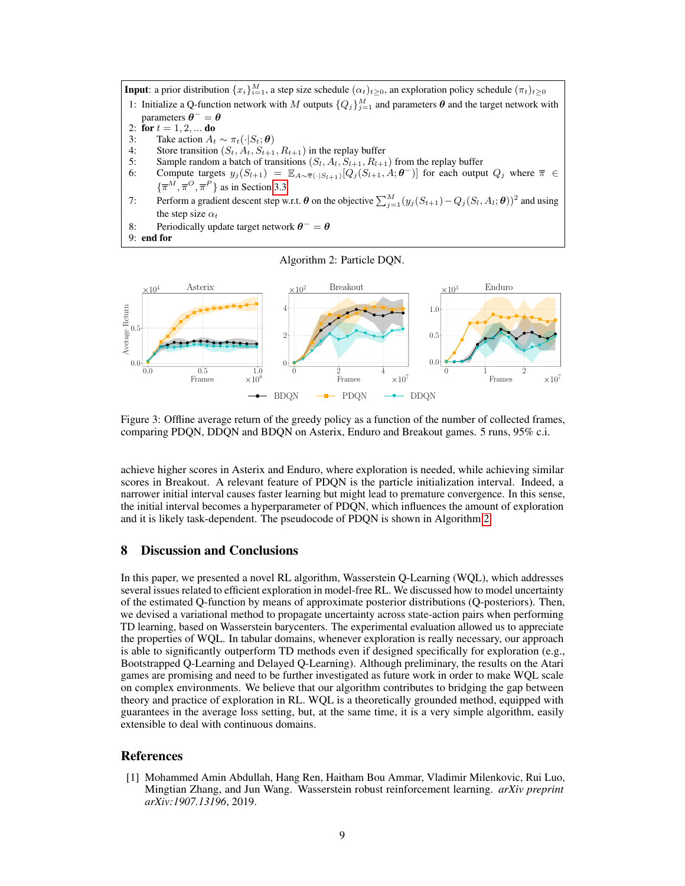**Input**: a prior distribution $\{x_i\}_{i=1}^M$, a step size schedule $(\alpha_t)_{t\geq 0}$, an exploration policy schedule $(\pi_t)_{t\geq 0}$

1: Initialize a Q-function network with $M$ outputs $\{Q_j\}_{j=1}^M$ and parameters $\boldsymbol{\theta}$ and the target network with parameters $\boldsymbol{\theta}^- = \boldsymbol{\theta}$
2: **for** $t = 1, 2, \ldots$ **do**
3: Take action $A_t \sim \pi_t(\cdot|S_t; \boldsymbol{\theta})$
4: Store transition $(S_t, A_t, S_{t+1}, R_{t+1})$ in the replay buffer
5: Sample random a batch of transitions $(S_l, A_l, S_{l+1}, R_{l+1})$ from the replay buffer
6: Compute targets $y_j(S_{l+1}) = \mathbb{E}_{A\sim\overline{\pi}(\cdot|S_{l+1})}[Q_j(S_{l+1}, A; \boldsymbol{\theta}^-)]$ for each output $Q_j$ where $\overline{\pi} \in \{\overline{\pi}^M, \overline{\pi}^O, \overline{\pi}^P\}$ as in Section 3.3
7: Perform a gradient descent step w.r.t. $\boldsymbol{\theta}$ on the objective $\sum_{j=1}^M (y_j(S_{t+1}) - Q_j(S_l, A_l; \boldsymbol{\theta}))^2$ and using the step size $\alpha_t$
8: Periodically update target network $\boldsymbol{\theta}^- = \boldsymbol{\theta}$
9: **end for**

Algorithm 2: Particle DQN.

Figure 3: Offline average return of the greedy policy as a function of the number of collected frames, comparing PDQN, DDQN and BDQN on Asterix, Enduro and Breakout games. 5 runs, 95% c.i.

achieve higher scores in Asterix and Enduro, where exploration is needed, while achieving similar scores in Breakout. A relevant feature of PDQN is the particle initialization interval. Indeed, a narrower initial interval causes faster learning but might lead to premature convergence. In this sense, the initial interval becomes a hyperparameter of PDQN, which influences the amount of exploration and it is likely task-dependent. The pseudocode of PDQN is shown in Algorithm 2.

## 8 Discussion and Conclusions

In this paper, we presented a novel RL algorithm, Wasserstein Q-Learning (WQL), which addresses several issues related to efficient exploration in model-free RL. We discussed how to model uncertainty of the estimated Q-function by means of approximate posterior distributions (Q-posteriors). Then, we devised a variational method to propagate uncertainty across state-action pairs when performing TD learning, based on Wasserstein barycenters. The experimental evaluation allowed us to appreciate the properties of WQL. In tabular domains, whenever exploration is really necessary, our approach is able to significantly outperform TD methods even if designed specifically for exploration (e.g., Bootstrapped Q-Learning and Delayed Q-Learning). Although preliminary, the results on the Atari games are promising and need to be further investigated as future work in order to make WQL scale on complex environments. We believe that our algorithm contributes to bridging the gap between theory and practice of exploration in RL. WQL is a theoretically grounded method, equipped with guarantees in the average loss setting, but, at the same time, it is a very simple algorithm, easily extensible to deal with continuous domains.

## References

[1] Mohammed Amin Abdullah, Hang Ren, Haitham Bou Ammar, Vladimir Milenkovic, Rui Luo, Mingtian Zhang, and Jun Wang. Wasserstein robust reinforcement learning. *arXiv preprint arXiv:1907.13196*, 2019.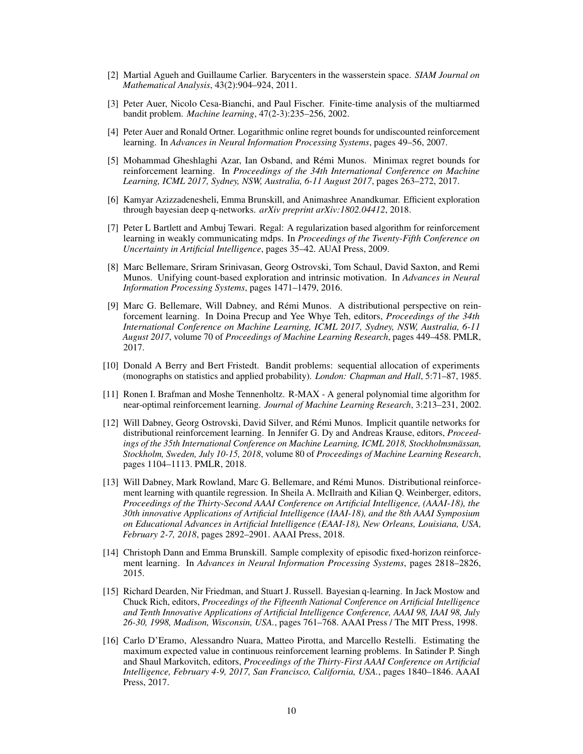[2] Martial Agueh and Guillaume Carlier. Barycenters in the wasserstein space. *SIAM Journal on Mathematical Analysis*, 43(2):904–924, 2011.

[3] Peter Auer, Nicolo Cesa-Bianchi, and Paul Fischer. Finite-time analysis of the multiarmed bandit problem. *Machine learning*, 47(2-3):235–256, 2002.

[4] Peter Auer and Ronald Ortner. Logarithmic online regret bounds for undiscounted reinforcement learning. In *Advances in Neural Information Processing Systems*, pages 49–56, 2007.

[5] Mohammad Gheshlaghi Azar, Ian Osband, and Rémi Munos. Minimax regret bounds for reinforcement learning. In *Proceedings of the 34th International Conference on Machine Learning, ICML 2017, Sydney, NSW, Australia, 6-11 August 2017*, pages 263–272, 2017.

[6] Kamyar Azizzadenesheli, Emma Brunskill, and Animashree Anandkumar. Efficient exploration through bayesian deep q-networks. *arXiv preprint arXiv:1802.04412*, 2018.

[7] Peter L Bartlett and Ambuj Tewari. Regal: A regularization based algorithm for reinforcement learning in weakly communicating mdps. In *Proceedings of the Twenty-Fifth Conference on Uncertainty in Artificial Intelligence*, pages 35–42. AUAI Press, 2009.

[8] Marc Bellemare, Sriram Srinivasan, Georg Ostrovski, Tom Schaul, David Saxton, and Remi Munos. Unifying count-based exploration and intrinsic motivation. In *Advances in Neural Information Processing Systems*, pages 1471–1479, 2016.

[9] Marc G. Bellemare, Will Dabney, and Rémi Munos. A distributional perspective on reinforcement learning. In Doina Precup and Yee Whye Teh, editors, *Proceedings of the 34th International Conference on Machine Learning, ICML 2017, Sydney, NSW, Australia, 6-11 August 2017*, volume 70 of *Proceedings of Machine Learning Research*, pages 449–458. PMLR, 2017.

[10] Donald A Berry and Bert Fristedt. Bandit problems: sequential allocation of experiments (monographs on statistics and applied probability). *London: Chapman and Hall*, 5:71–87, 1985.

[11] Ronen I. Brafman and Moshe Tennenholtz. R-MAX - A general polynomial time algorithm for near-optimal reinforcement learning. *Journal of Machine Learning Research*, 3:213–231, 2002.

[12] Will Dabney, Georg Ostrovski, David Silver, and Rémi Munos. Implicit quantile networks for distributional reinforcement learning. In Jennifer G. Dy and Andreas Krause, editors, *Proceedings of the 35th International Conference on Machine Learning, ICML 2018, Stockholmsmässan, Stockholm, Sweden, July 10-15, 2018*, volume 80 of *Proceedings of Machine Learning Research*, pages 1104–1113. PMLR, 2018.

[13] Will Dabney, Mark Rowland, Marc G. Bellemare, and Rémi Munos. Distributional reinforcement learning with quantile regression. In Sheila A. McIlraith and Kilian Q. Weinberger, editors, *Proceedings of the Thirty-Second AAAI Conference on Artificial Intelligence, (AAAI-18), the 30th innovative Applications of Artificial Intelligence (IAAI-18), and the 8th AAAI Symposium on Educational Advances in Artificial Intelligence (EAAI-18), New Orleans, Louisiana, USA, February 2-7, 2018*, pages 2892–2901. AAAI Press, 2018.

[14] Christoph Dann and Emma Brunskill. Sample complexity of episodic fixed-horizon reinforcement learning. In *Advances in Neural Information Processing Systems*, pages 2818–2826, 2015.

[15] Richard Dearden, Nir Friedman, and Stuart J. Russell. Bayesian q-learning. In Jack Mostow and Chuck Rich, editors, *Proceedings of the Fifteenth National Conference on Artificial Intelligence and Tenth Innovative Applications of Artificial Intelligence Conference, AAAI 98, IAAI 98, July 26-30, 1998, Madison, Wisconsin, USA.*, pages 761–768. AAAI Press / The MIT Press, 1998.

[16] Carlo D'Eramo, Alessandro Nuara, Matteo Pirotta, and Marcello Restelli. Estimating the maximum expected value in continuous reinforcement learning problems. In Satinder P. Singh and Shaul Markovitch, editors, *Proceedings of the Thirty-First AAAI Conference on Artificial Intelligence, February 4-9, 2017, San Francisco, California, USA.*, pages 1840–1846. AAAI Press, 2017.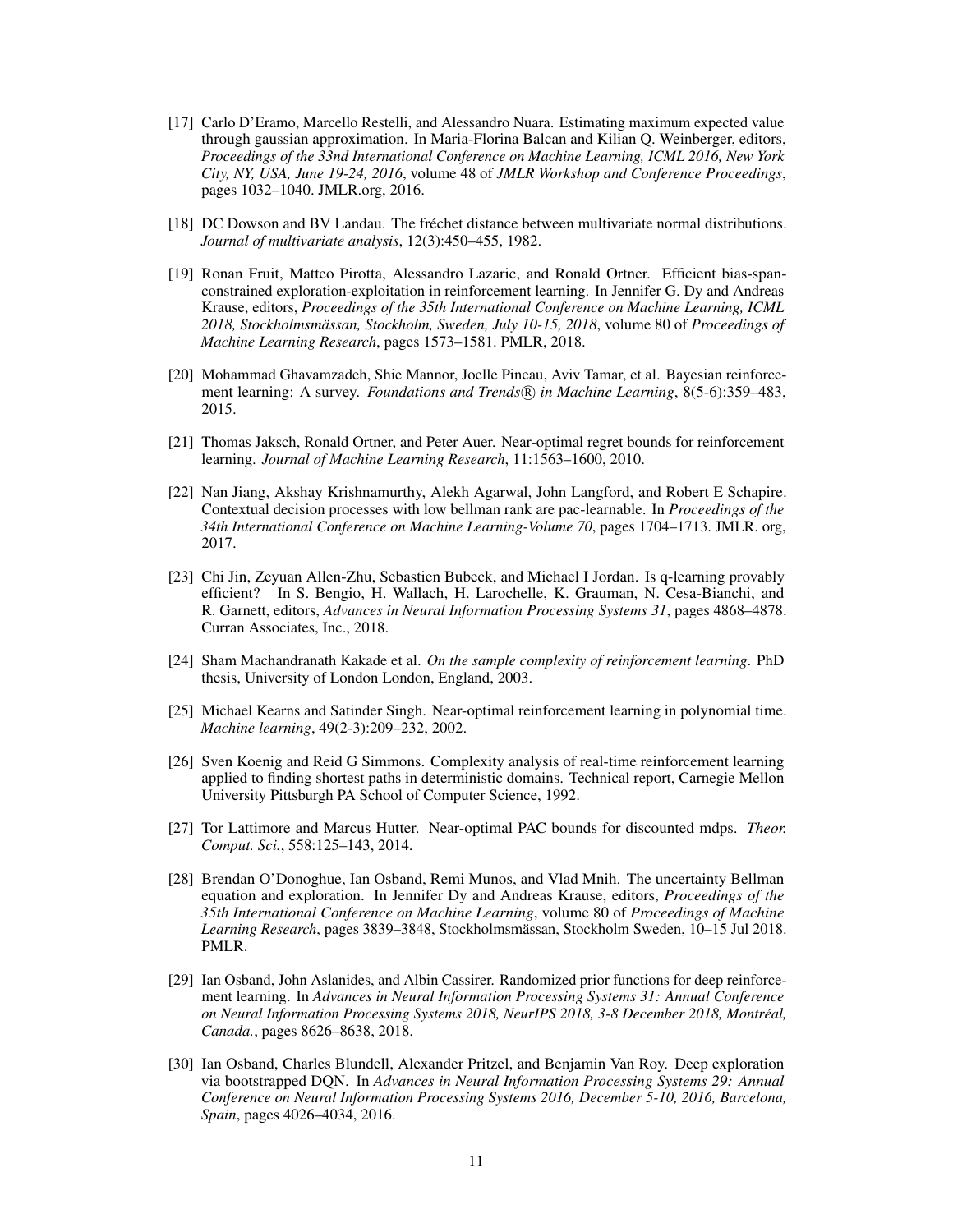[17] Carlo D'Eramo, Marcello Restelli, and Alessandro Nuara. Estimating maximum expected value through gaussian approximation. In Maria-Florina Balcan and Kilian Q. Weinberger, editors, *Proceedings of the 33nd International Conference on Machine Learning, ICML 2016, New York City, NY, USA, June 19-24, 2016*, volume 48 of *JMLR Workshop and Conference Proceedings*, pages 1032–1040. JMLR.org, 2016.

[18] DC Dowson and BV Landau. The fréchet distance between multivariate normal distributions. *Journal of multivariate analysis*, 12(3):450–455, 1982.

[19] Ronan Fruit, Matteo Pirotta, Alessandro Lazaric, and Ronald Ortner. Efficient bias-span-constrained exploration-exploitation in reinforcement learning. In Jennifer G. Dy and Andreas Krause, editors, *Proceedings of the 35th International Conference on Machine Learning, ICML 2018, Stockholmsmässan, Stockholm, Sweden, July 10-15, 2018*, volume 80 of *Proceedings of Machine Learning Research*, pages 1573–1581. PMLR, 2018.

[20] Mohammad Ghavamzadeh, Shie Mannor, Joelle Pineau, Aviv Tamar, et al. Bayesian reinforcement learning: A survey. *Foundations and Trends® in Machine Learning*, 8(5-6):359–483, 2015.

[21] Thomas Jaksch, Ronald Ortner, and Peter Auer. Near-optimal regret bounds for reinforcement learning. *Journal of Machine Learning Research*, 11:1563–1600, 2010.

[22] Nan Jiang, Akshay Krishnamurthy, Alekh Agarwal, John Langford, and Robert E Schapire. Contextual decision processes with low bellman rank are pac-learnable. In *Proceedings of the 34th International Conference on Machine Learning-Volume 70*, pages 1704–1713. JMLR. org, 2017.

[23] Chi Jin, Zeyuan Allen-Zhu, Sebastien Bubeck, and Michael I Jordan. Is q-learning provably efficient? In S. Bengio, H. Wallach, H. Larochelle, K. Grauman, N. Cesa-Bianchi, and R. Garnett, editors, *Advances in Neural Information Processing Systems 31*, pages 4868–4878. Curran Associates, Inc., 2018.

[24] Sham Machandranath Kakade et al. *On the sample complexity of reinforcement learning*. PhD thesis, University of London London, England, 2003.

[25] Michael Kearns and Satinder Singh. Near-optimal reinforcement learning in polynomial time. *Machine learning*, 49(2-3):209–232, 2002.

[26] Sven Koenig and Reid G Simmons. Complexity analysis of real-time reinforcement learning applied to finding shortest paths in deterministic domains. Technical report, Carnegie Mellon University Pittsburgh PA School of Computer Science, 1992.

[27] Tor Lattimore and Marcus Hutter. Near-optimal PAC bounds for discounted mdps. *Theor. Comput. Sci.*, 558:125–143, 2014.

[28] Brendan O'Donoghue, Ian Osband, Remi Munos, and Vlad Mnih. The uncertainty Bellman equation and exploration. In Jennifer Dy and Andreas Krause, editors, *Proceedings of the 35th International Conference on Machine Learning*, volume 80 of *Proceedings of Machine Learning Research*, pages 3839–3848, Stockholmsmässan, Stockholm Sweden, 10–15 Jul 2018. PMLR.

[29] Ian Osband, John Aslanides, and Albin Cassirer. Randomized prior functions for deep reinforcement learning. In *Advances in Neural Information Processing Systems 31: Annual Conference on Neural Information Processing Systems 2018, NeurIPS 2018, 3-8 December 2018, Montréal, Canada.*, pages 8626–8638, 2018.

[30] Ian Osband, Charles Blundell, Alexander Pritzel, and Benjamin Van Roy. Deep exploration via bootstrapped DQN. In *Advances in Neural Information Processing Systems 29: Annual Conference on Neural Information Processing Systems 2016, December 5-10, 2016, Barcelona, Spain*, pages 4026–4034, 2016.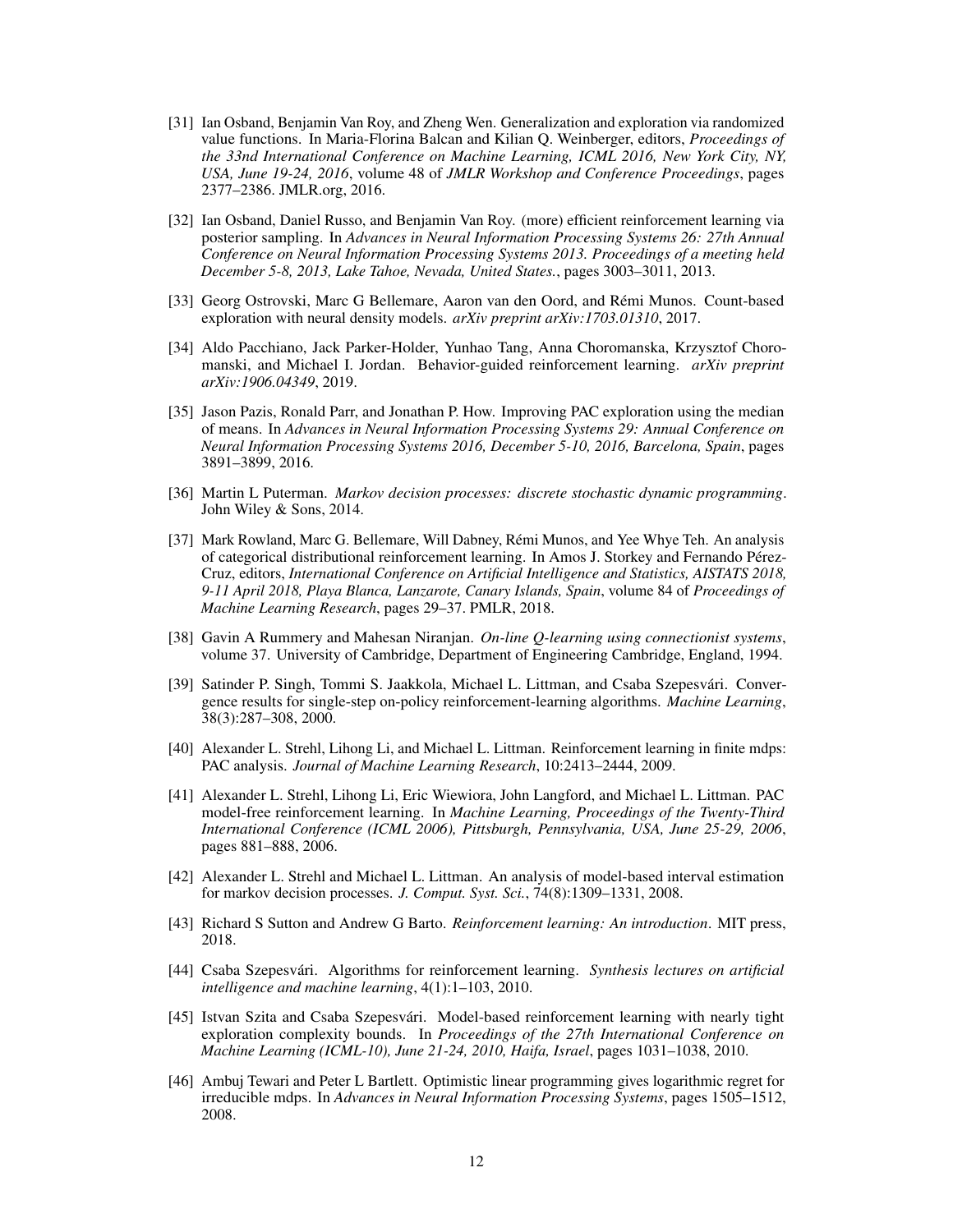[31] Ian Osband, Benjamin Van Roy, and Zheng Wen. Generalization and exploration via randomized value functions. In Maria-Florina Balcan and Kilian Q. Weinberger, editors, *Proceedings of the 33nd International Conference on Machine Learning, ICML 2016, New York City, NY, USA, June 19-24, 2016*, volume 48 of *JMLR Workshop and Conference Proceedings*, pages 2377–2386. JMLR.org, 2016.

[32] Ian Osband, Daniel Russo, and Benjamin Van Roy. (more) efficient reinforcement learning via posterior sampling. In *Advances in Neural Information Processing Systems 26: 27th Annual Conference on Neural Information Processing Systems 2013. Proceedings of a meeting held December 5-8, 2013, Lake Tahoe, Nevada, United States.*, pages 3003–3011, 2013.

[33] Georg Ostrovski, Marc G Bellemare, Aaron van den Oord, and Rémi Munos. Count-based exploration with neural density models. *arXiv preprint arXiv:1703.01310*, 2017.

[34] Aldo Pacchiano, Jack Parker-Holder, Yunhao Tang, Anna Choromanska, Krzysztof Choromanski, and Michael I. Jordan. Behavior-guided reinforcement learning. *arXiv preprint arXiv:1906.04349*, 2019.

[35] Jason Pazis, Ronald Parr, and Jonathan P. How. Improving PAC exploration using the median of means. In *Advances in Neural Information Processing Systems 29: Annual Conference on Neural Information Processing Systems 2016, December 5-10, 2016, Barcelona, Spain*, pages 3891–3899, 2016.

[36] Martin L Puterman. *Markov decision processes: discrete stochastic dynamic programming*. John Wiley & Sons, 2014.

[37] Mark Rowland, Marc G. Bellemare, Will Dabney, Rémi Munos, and Yee Whye Teh. An analysis of categorical distributional reinforcement learning. In Amos J. Storkey and Fernando Pérez-Cruz, editors, *International Conference on Artificial Intelligence and Statistics, AISTATS 2018, 9-11 April 2018, Playa Blanca, Lanzarote, Canary Islands, Spain*, volume 84 of *Proceedings of Machine Learning Research*, pages 29–37. PMLR, 2018.

[38] Gavin A Rummery and Mahesan Niranjan. *On-line Q-learning using connectionist systems*, volume 37. University of Cambridge, Department of Engineering Cambridge, England, 1994.

[39] Satinder P. Singh, Tommi S. Jaakkola, Michael L. Littman, and Csaba Szepesvári. Convergence results for single-step on-policy reinforcement-learning algorithms. *Machine Learning*, 38(3):287–308, 2000.

[40] Alexander L. Strehl, Lihong Li, and Michael L. Littman. Reinforcement learning in finite mdps: PAC analysis. *Journal of Machine Learning Research*, 10:2413–2444, 2009.

[41] Alexander L. Strehl, Lihong Li, Eric Wiewiora, John Langford, and Michael L. Littman. PAC model-free reinforcement learning. In *Machine Learning, Proceedings of the Twenty-Third International Conference (ICML 2006), Pittsburgh, Pennsylvania, USA, June 25-29, 2006*, pages 881–888, 2006.

[42] Alexander L. Strehl and Michael L. Littman. An analysis of model-based interval estimation for markov decision processes. *J. Comput. Syst. Sci.*, 74(8):1309–1331, 2008.

[43] Richard S Sutton and Andrew G Barto. *Reinforcement learning: An introduction*. MIT press, 2018.

[44] Csaba Szepesvári. Algorithms for reinforcement learning. *Synthesis lectures on artificial intelligence and machine learning*, 4(1):1–103, 2010.

[45] Istvan Szita and Csaba Szepesvári. Model-based reinforcement learning with nearly tight exploration complexity bounds. In *Proceedings of the 27th International Conference on Machine Learning (ICML-10), June 21-24, 2010, Haifa, Israel*, pages 1031–1038, 2010.

[46] Ambuj Tewari and Peter L Bartlett. Optimistic linear programming gives logarithmic regret for irreducible mdps. In *Advances in Neural Information Processing Systems*, pages 1505–1512, 2008.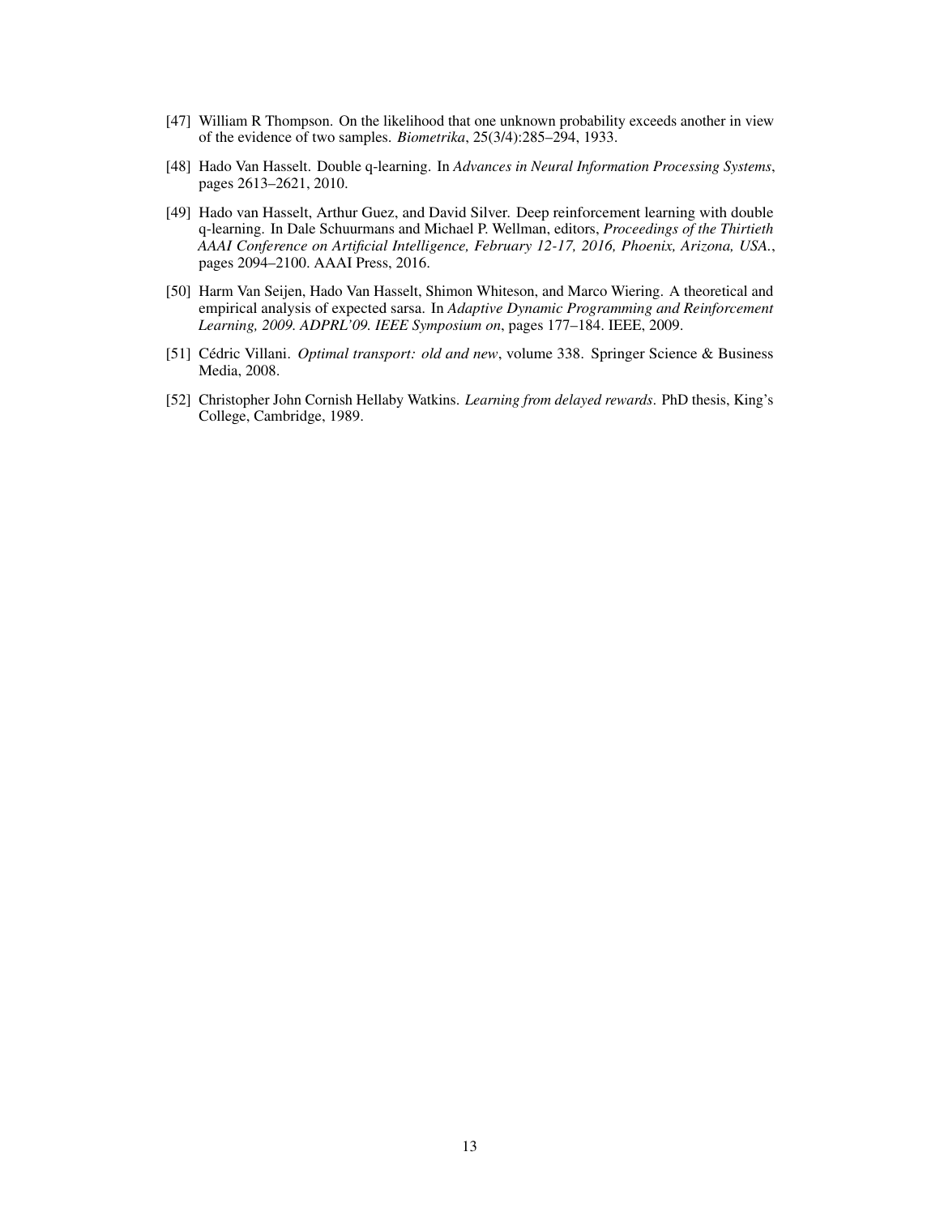[47] William R Thompson. On the likelihood that one unknown probability exceeds another in view of the evidence of two samples. *Biometrika*, 25(3/4):285–294, 1933.

[48] Hado Van Hasselt. Double q-learning. In *Advances in Neural Information Processing Systems*, pages 2613–2621, 2010.

[49] Hado van Hasselt, Arthur Guez, and David Silver. Deep reinforcement learning with double q-learning. In Dale Schuurmans and Michael P. Wellman, editors, *Proceedings of the Thirtieth AAAI Conference on Artificial Intelligence, February 12-17, 2016, Phoenix, Arizona, USA.*, pages 2094–2100. AAAI Press, 2016.

[50] Harm Van Seijen, Hado Van Hasselt, Shimon Whiteson, and Marco Wiering. A theoretical and empirical analysis of expected sarsa. In *Adaptive Dynamic Programming and Reinforcement Learning, 2009. ADPRL'09. IEEE Symposium on*, pages 177–184. IEEE, 2009.

[51] Cédric Villani. *Optimal transport: old and new*, volume 338. Springer Science & Business Media, 2008.

[52] Christopher John Cornish Hellaby Watkins. *Learning from delayed rewards*. PhD thesis, King's College, Cambridge, 1989.